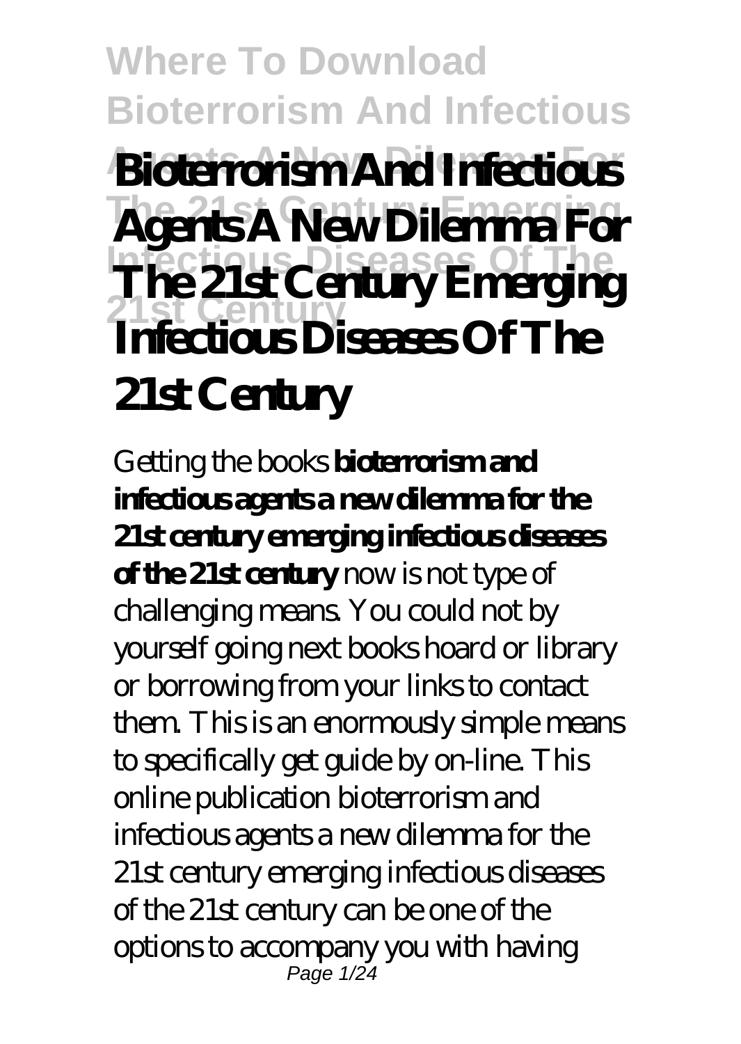# Bioterrorism And Infectious Agents A New Dilemma For The 21st Century Emerging Infectious Diseases Of The 21st Century

Getting the books **bioterrorism and infectious agents a new dilemma for the 21st century emerging infectious diseases of the 21st century** now is not type of challenging means. You could not by yourself going next books hoard or library or borrowing from your links to contact them. This is an enormously simple means to specifically get guide by on-line. This online publication bioterrorism and infectious agents a new dilemma for the 21st century emerging infectious diseases of the 21st century can be one of the options to accompany you with having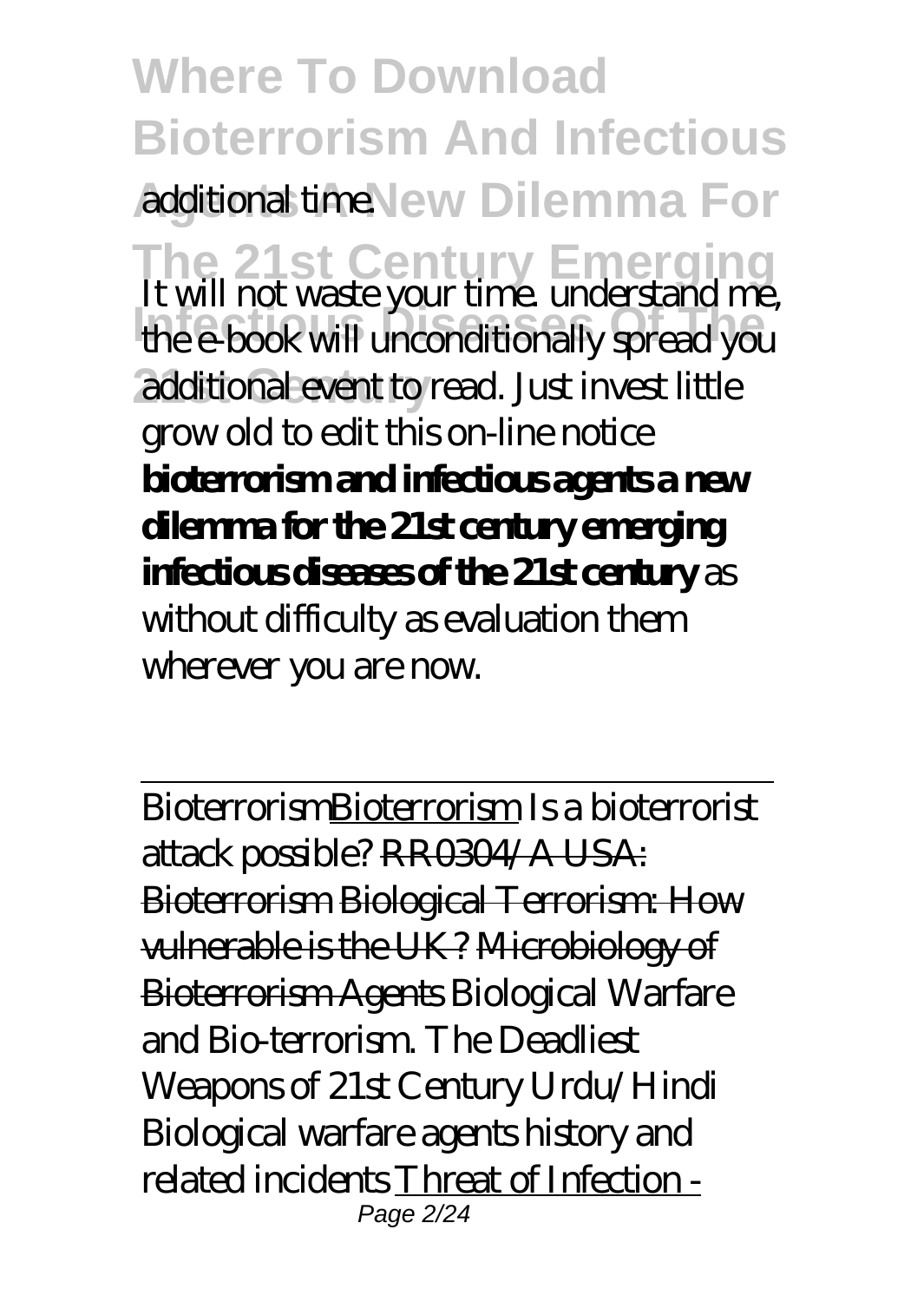additional time.

It will not waste your time. understand me, the e-book will unconditionally spread you additional event to read. Just invest little grow old to edit this on-line notice **bioterrorism and infectious agents a new dilemma for the 21st century emerging infectious diseases of the 21st century** as without difficulty as evaluation them wherever you are now.

---

Bioterrorism Bioterrorism Is a bioterrorist attack possible? ~~RR0304/A USA: Bioterrorism~~ ~~Biological Terrorism: How vulnerable is the UK?~~ ~~Microbiology of Bioterrorism Agents~~ Biological Warfare and Bio-terrorism. The Deadliest Weapons of 21st Century Urdu/Hindi Biological warfare agents history and related incidents Threat of Infection -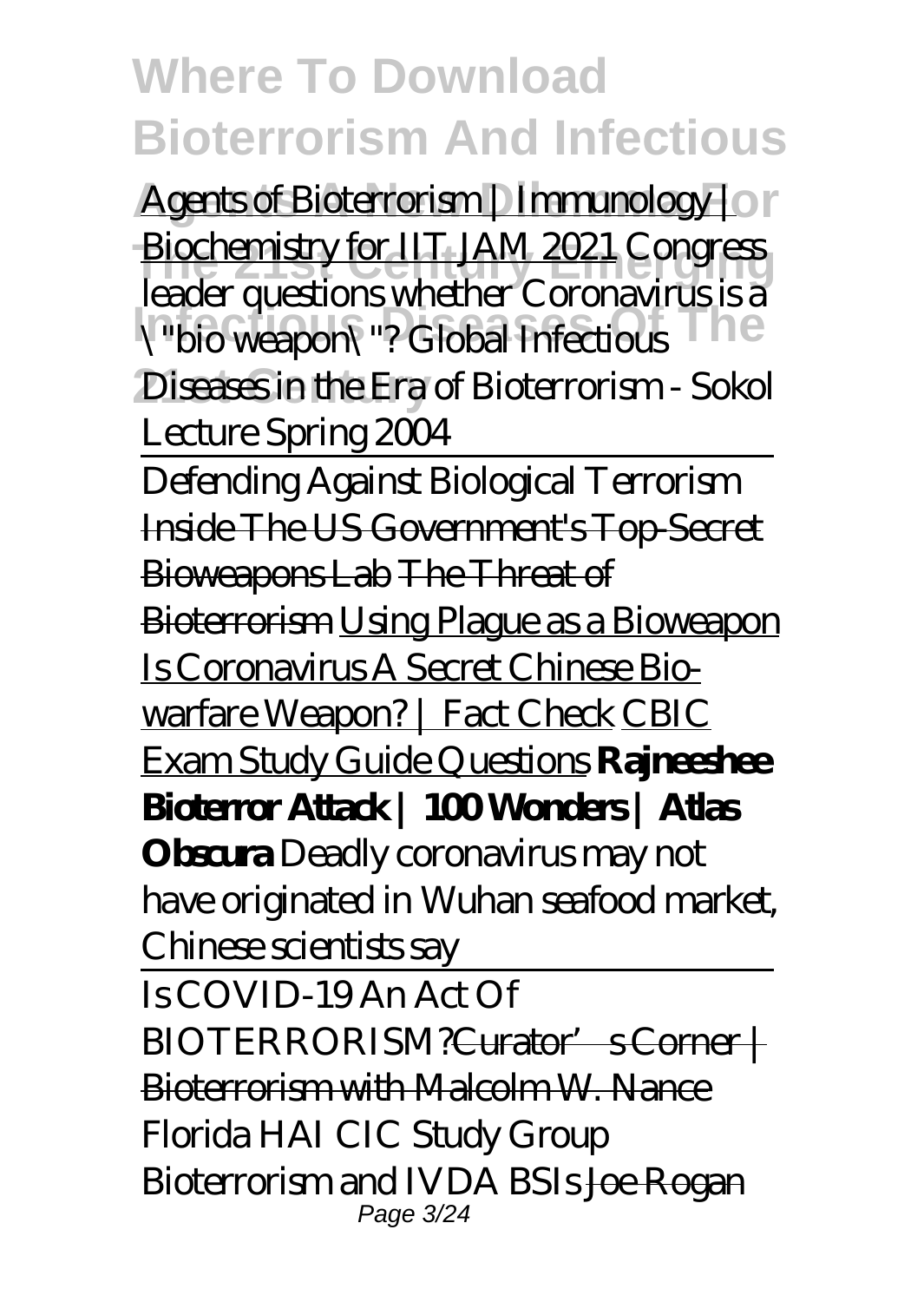# Where To Download Bioterrorism And Infectious

Agents of Bioterrorism | Immunology | Biochemistry for IIT JAM 2021 *Congress leader questions whether Coronavirus is a \"bio weapon\"? Global Infectious Diseases in the Era of Bioterrorism - Sokol Lecture Spring 2004*

Defending Against Biological Terrorism

Inside The US Government's Top-Secret Bioweapons Lab The Threat of Bioterrorism Using Plague as a Bioweapon Is Coronavirus A Secret Chinese Bio-warfare Weapon? | Fact Check CBIC Exam Study Guide Questions **Rajneeshee Bioterror Attack | 100 Wonders | Atlas Obscura** *Deadly coronavirus may not have originated in Wuhan seafood market, Chinese scientists say*

*Is COVID-19 An Act Of BIOTERRORISM?* ~~Curator's Corner | Bioterrorism with Malcolm W. Nance~~ *Florida HAI CIC Study Group Bioterrorism and IVDA BSIs* ~~Joe Rogan~~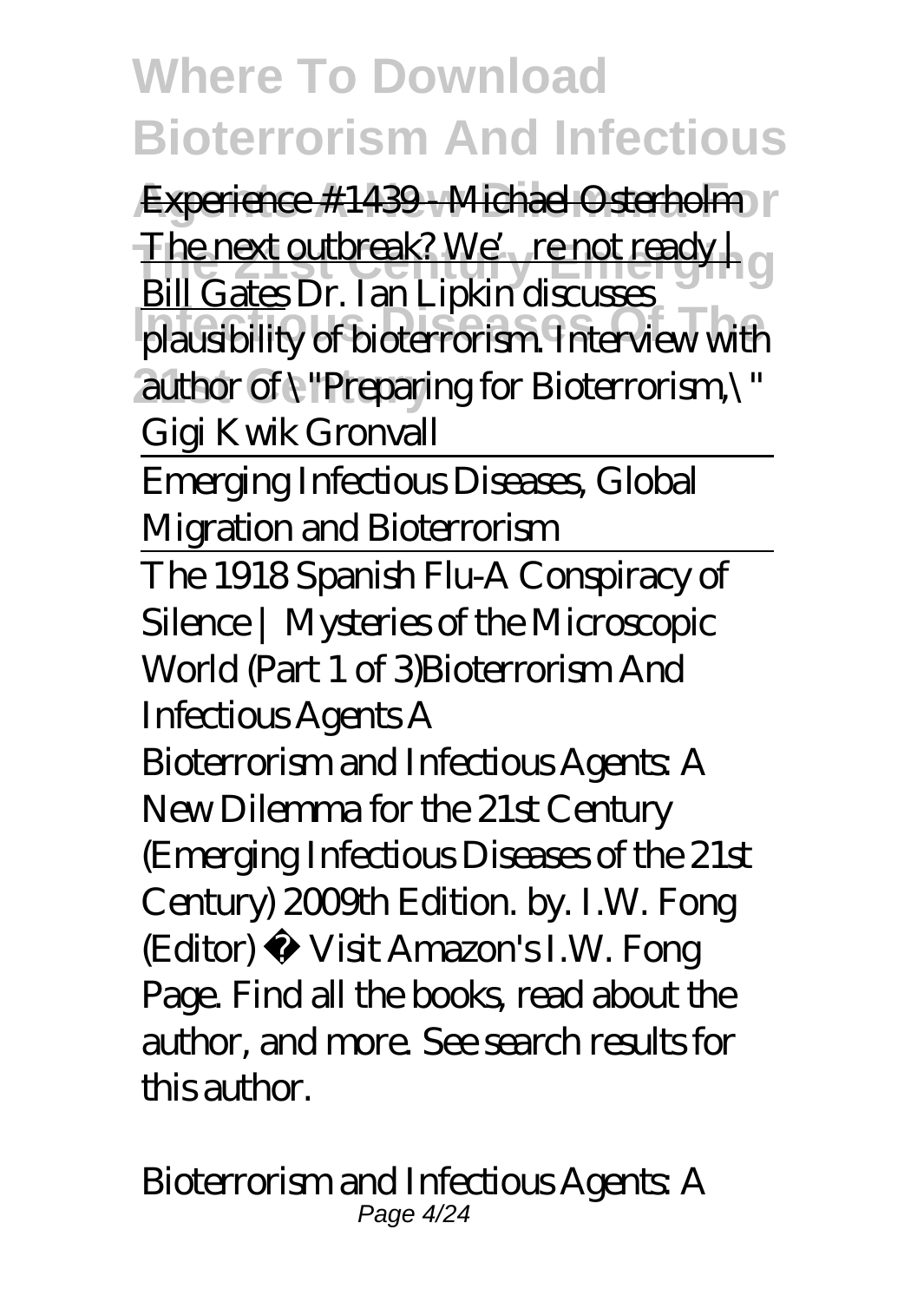Experience #1439 - Michael Osterholm The next outbreak? We're not ready | Bill Gates *Dr. Ian Lipkin discusses plausibility of bioterrorism. Interview with author of \"Preparing for Bioterrorism,\" Gigi Kwik Gronvall*

Emerging Infectious Diseases, Global Migration and Bioterrorism

The 1918 Spanish Flu-A Conspiracy of Silence | Mysteries of the Microscopic World (Part 1 of 3)*Bioterrorism And Infectious Agents A*

Bioterrorism and Infectious Agents: A New Dilemma for the 21st Century (Emerging Infectious Diseases of the 21st Century) 2009th Edition. by. I.W. Fong (Editor) › Visit Amazon's I.W. Fong Page. Find all the books, read about the author, and more. See search results for this author.

*Bioterrorism and Infectious Agents: A*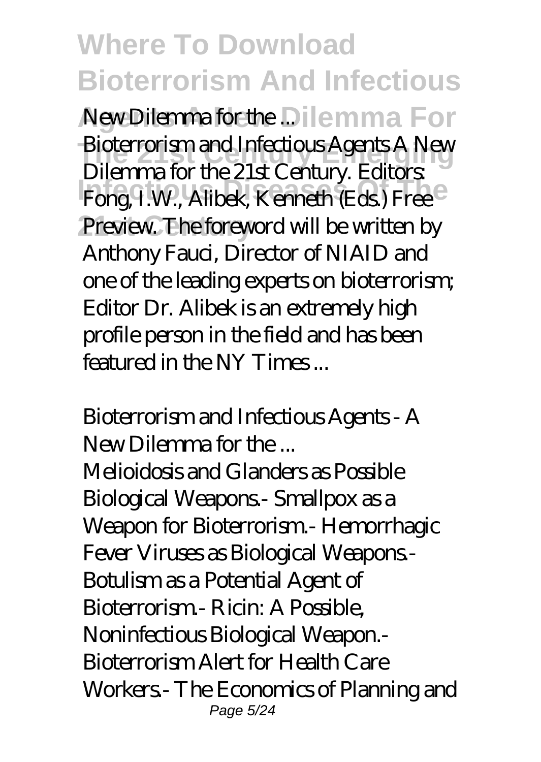*New Dilemma for the ...*

Bioterrorism and Infectious Agents A New Dilemma for the 21st Century. Editors: Fong, I.W., Alibek, Kenneth (Eds.) Free Preview. The foreword will be written by Anthony Fauci, Director of NIAID and one of the leading experts on bioterrorism; Editor Dr. Alibek is an extremely high profile person in the field and has been featured in the NY Times ...

*Bioterrorism and Infectious Agents - A New Dilemma for the ...*

Melioidosis and Glanders as Possible Biological Weapons.- Smallpox as a Weapon for Bioterrorism.- Hemorrhagic Fever Viruses as Biological Weapons.- Botulism as a Potential Agent of Bioterrorism.- Ricin: A Possible, Noninfectious Biological Weapon.- Bioterrorism Alert for Health Care Workers.- The Economics of Planning and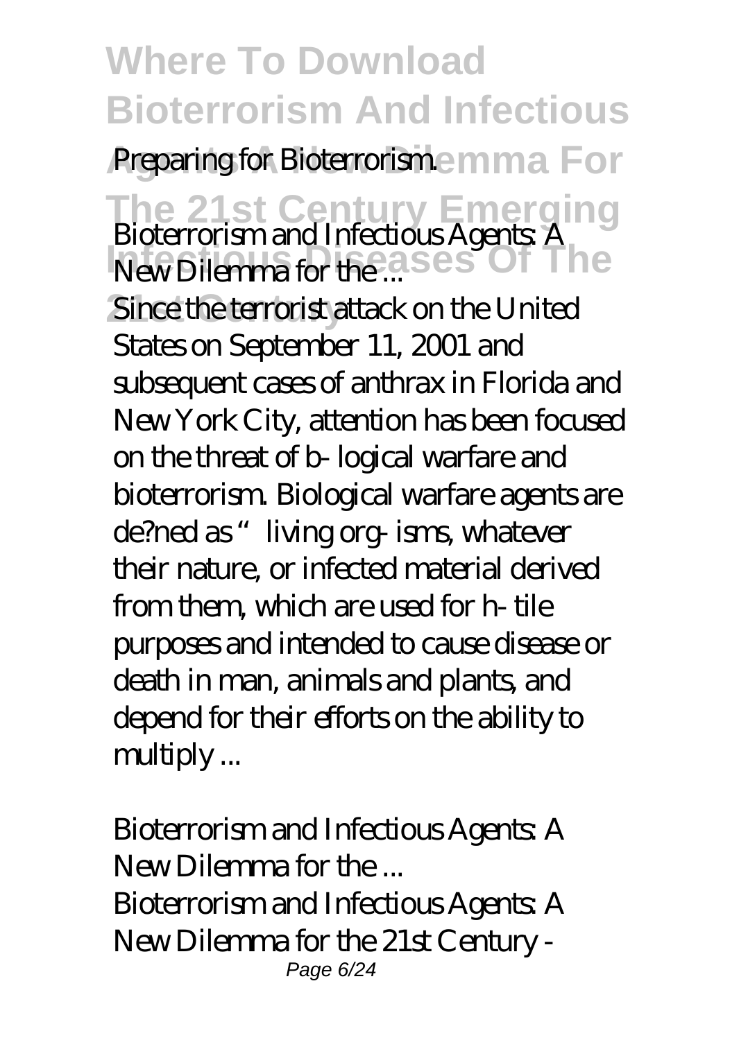Preparing for Bioterrorism

*Bioterrorism and Infectious Agents: A New Dilemma for the ...*

Since the terrorist attack on the United States on September 11, 2001 and subsequent cases of anthrax in Florida and New York City, attention has been focused on the threat of b- logical warfare and bioterrorism. Biological warfare agents are de?ned as "living org- isms, whatever their nature, or infected material derived from them, which are used for h- tile purposes and intended to cause disease or death in man, animals and plants, and depend for their efforts on the ability to multiply ...

*Bioterrorism and Infectious Agents: A New Dilemma for the ...*

Bioterrorism and Infectious Agents: A New Dilemma for the 21st Century -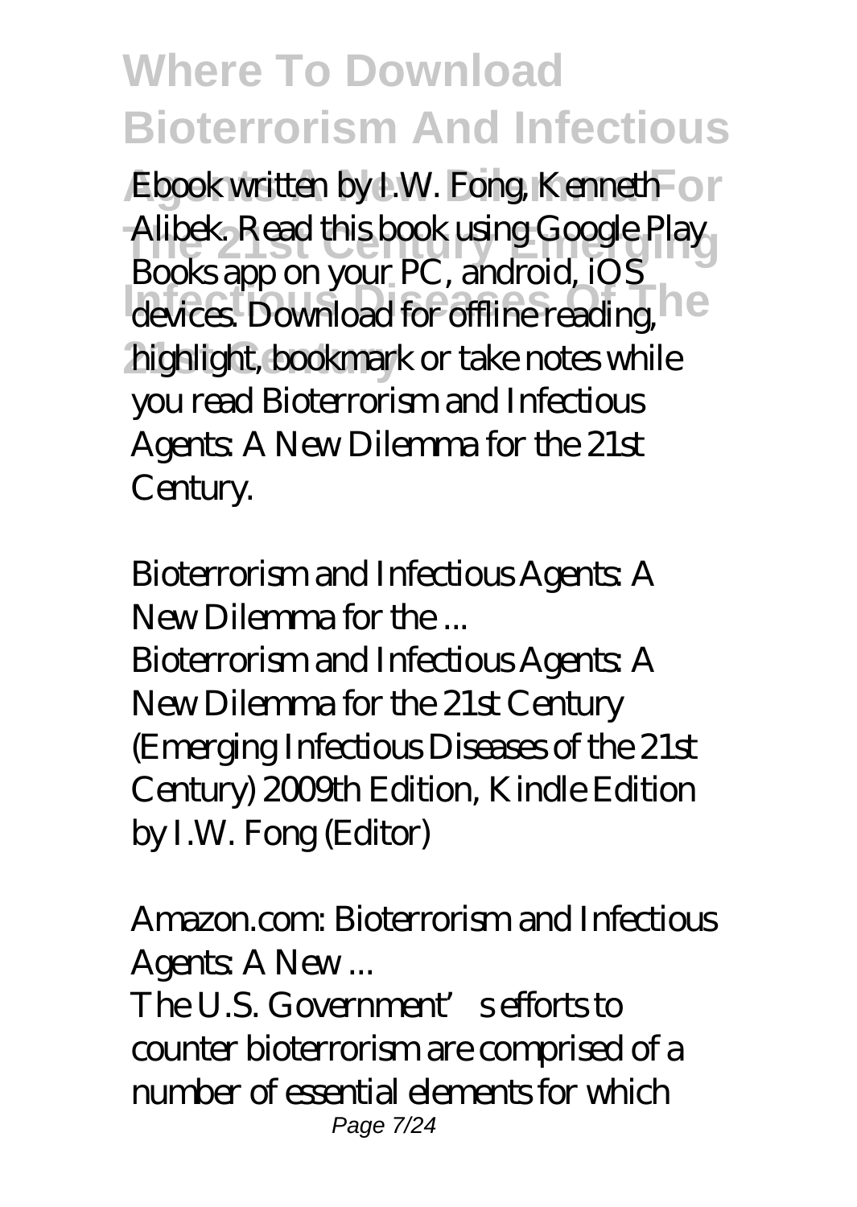Ebook written by I.W. Fong, Kenneth Alibek. Read this book using Google Play Books app on your PC, android, iOS devices. Download for offline reading, highlight, bookmark or take notes while you read Bioterrorism and Infectious Agents: A New Dilemma for the 21st Century.

*Bioterrorism and Infectious Agents: A New Dilemma for the ...*

Bioterrorism and Infectious Agents: A New Dilemma for the 21st Century (Emerging Infectious Diseases of the 21st Century) 2009th Edition, Kindle Edition by I.W. Fong (Editor)

*Amazon.com: Bioterrorism and Infectious Agents: A New ...*

The U.S. Government's efforts to counter bioterrorism are comprised of a number of essential elements for which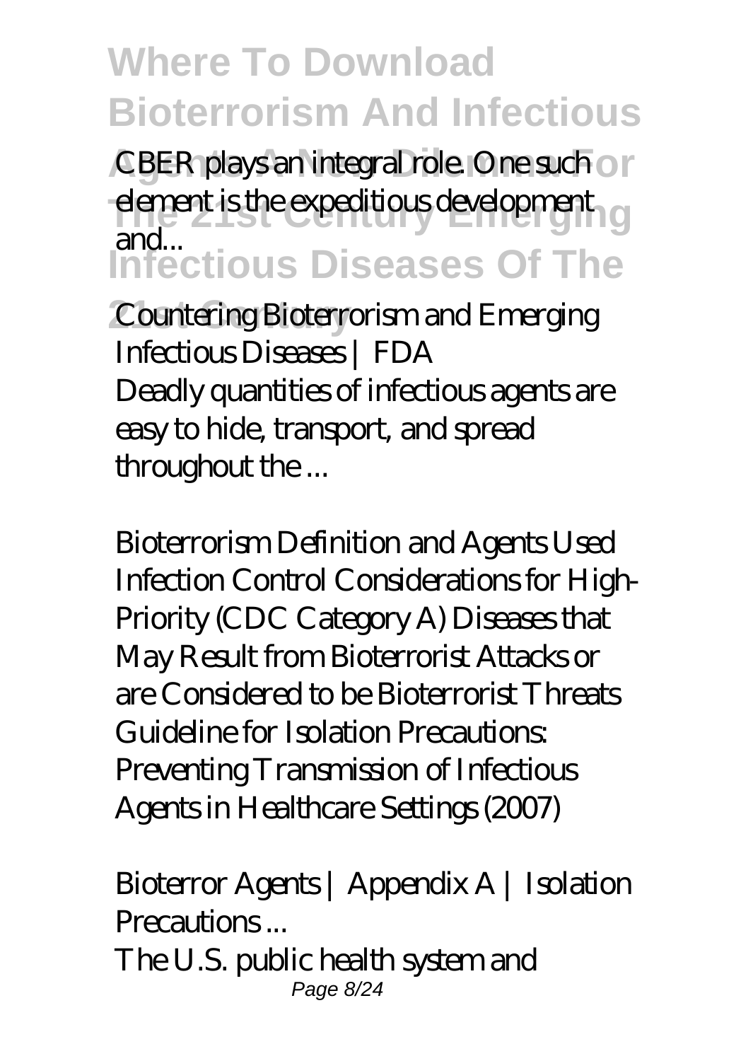CBER plays an integral role. One such element is the expeditious development and...

*Countering Bioterrorism and Emerging Infectious Diseases | FDA*

Deadly quantities of infectious agents are easy to hide, transport, and spread throughout the ...

*Bioterrorism Definition and Agents Used*

Infection Control Considerations for High-Priority (CDC Category A) Diseases that May Result from Bioterrorist Attacks or are Considered to be Bioterrorist Threats Guideline for Isolation Precautions: Preventing Transmission of Infectious Agents in Healthcare Settings (2007)

*Bioterror Agents | Appendix A | Isolation Precautions ...*

The U.S. public health system and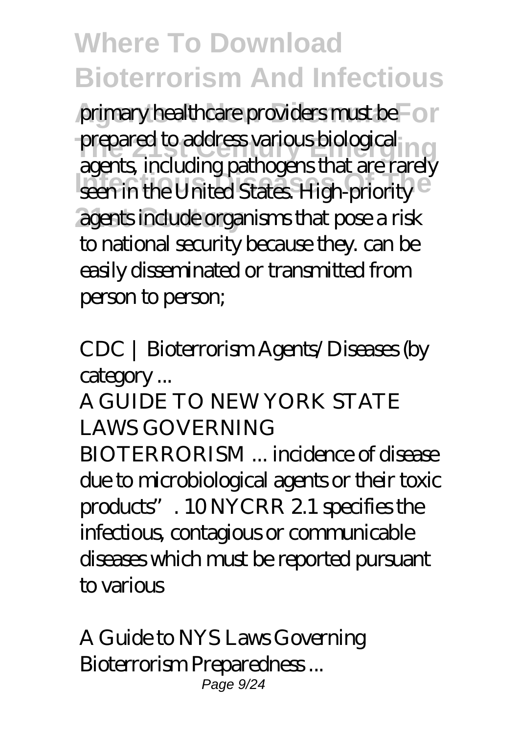primary healthcare providers must be prepared to address various biological agents, including pathogens that are rarely seen in the United States. High-priority agents include organisms that pose a risk to national security because they. can be easily disseminated or transmitted from person to person;

*CDC | Bioterrorism Agents/Diseases (by category ...*

A GUIDE TO NEW YORK STATE LAWS GOVERNING BIOTERRORISM ... incidence of disease due to microbiological agents or their toxic products". 10 NYCRR 2.1 specifies the infectious, contagious or communicable diseases which must be reported pursuant to various

*A Guide to NYS Laws Governing Bioterrorism Preparedness ...*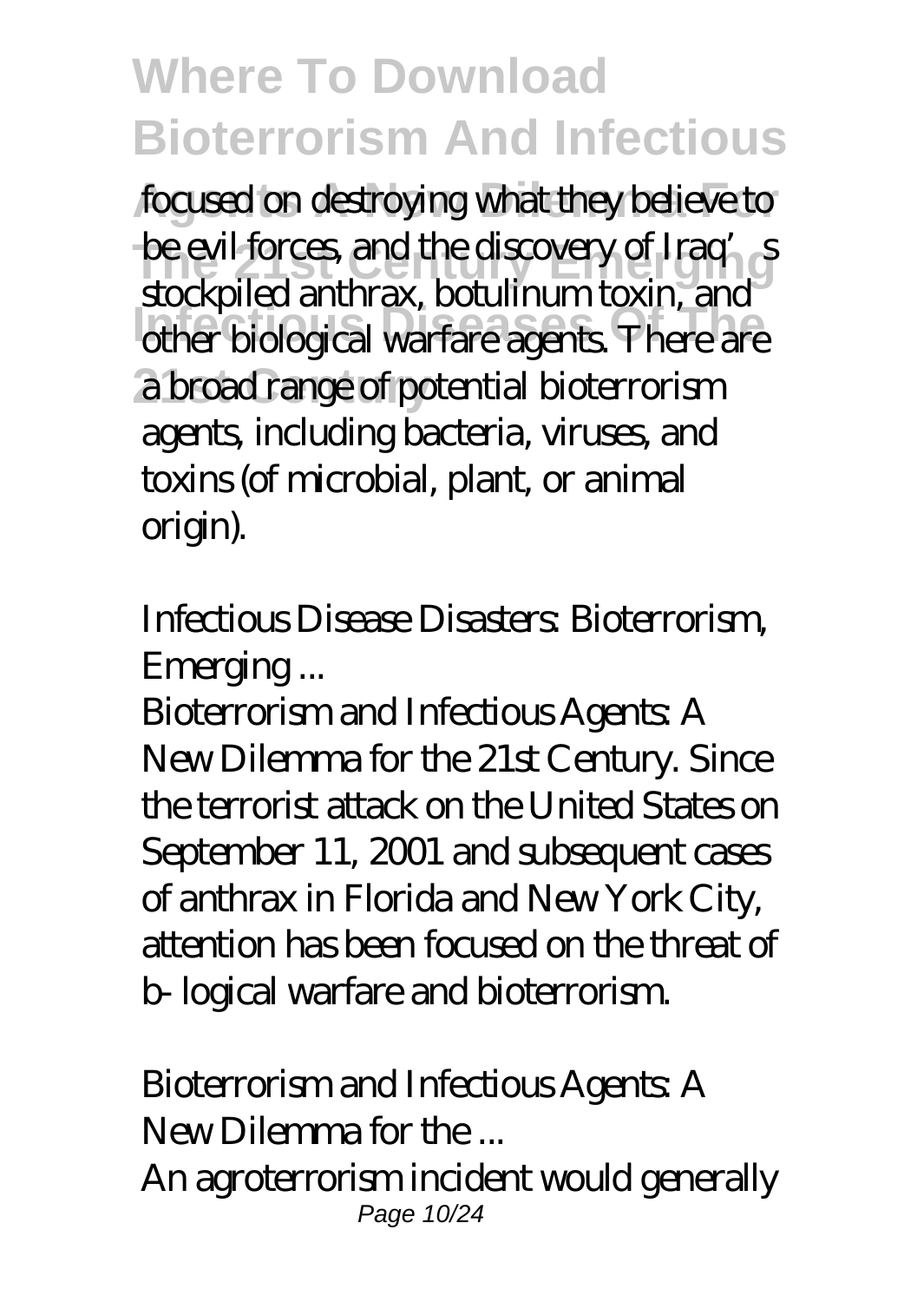focused on destroying what they believe to be evil forces, and the discovery of Iraq's stockpiled anthrax, botulinum toxin, and other biological warfare agents. There are a broad range of potential bioterrorism agents, including bacteria, viruses, and toxins (of microbial, plant, or animal origin).

*Infectious Disease Disasters: Bioterrorism, Emerging ...*

Bioterrorism and Infectious Agents: A New Dilemma for the 21st Century. Since the terrorist attack on the United States on September 11, 2001 and subsequent cases of anthrax in Florida and New York City, attention has been focused on the threat of b- logical warfare and bioterrorism.

*Bioterrorism and Infectious Agents: A New Dilemma for the ...*

An agroterrorism incident would generally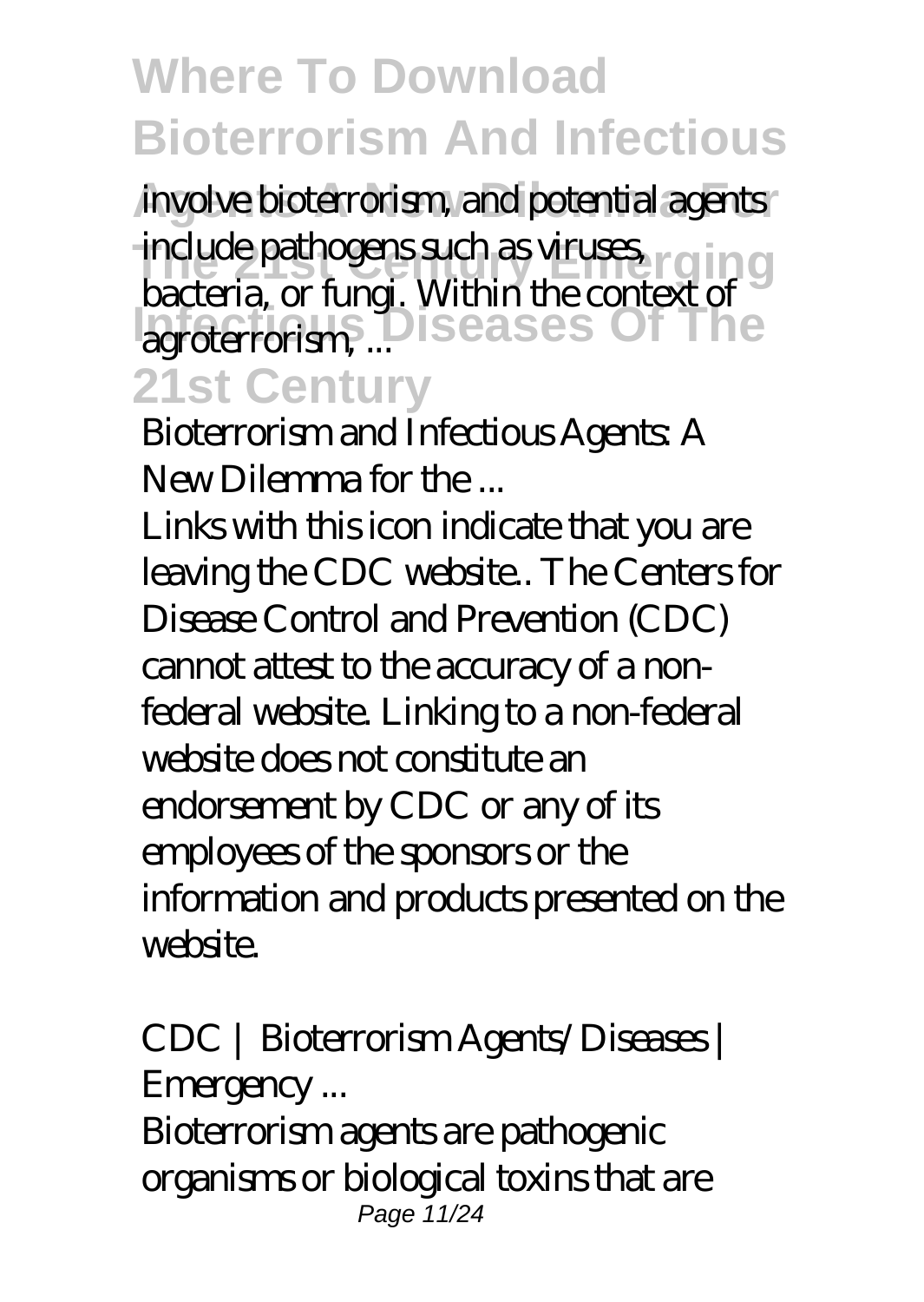involve bioterrorism, and potential agents include pathogens such as viruses, bacteria, or fungi. Within the context of agroterrorism, ...

*Bioterrorism and Infectious Agents: A New Dilemma for the ...*

Links with this icon indicate that you are leaving the CDC website.. The Centers for Disease Control and Prevention (CDC) cannot attest to the accuracy of a non-federal website. Linking to a non-federal website does not constitute an endorsement by CDC or any of its employees of the sponsors or the information and products presented on the website.

*CDC | Bioterrorism Agents/Diseases | Emergency ...*

Bioterrorism agents are pathogenic organisms or biological toxins that are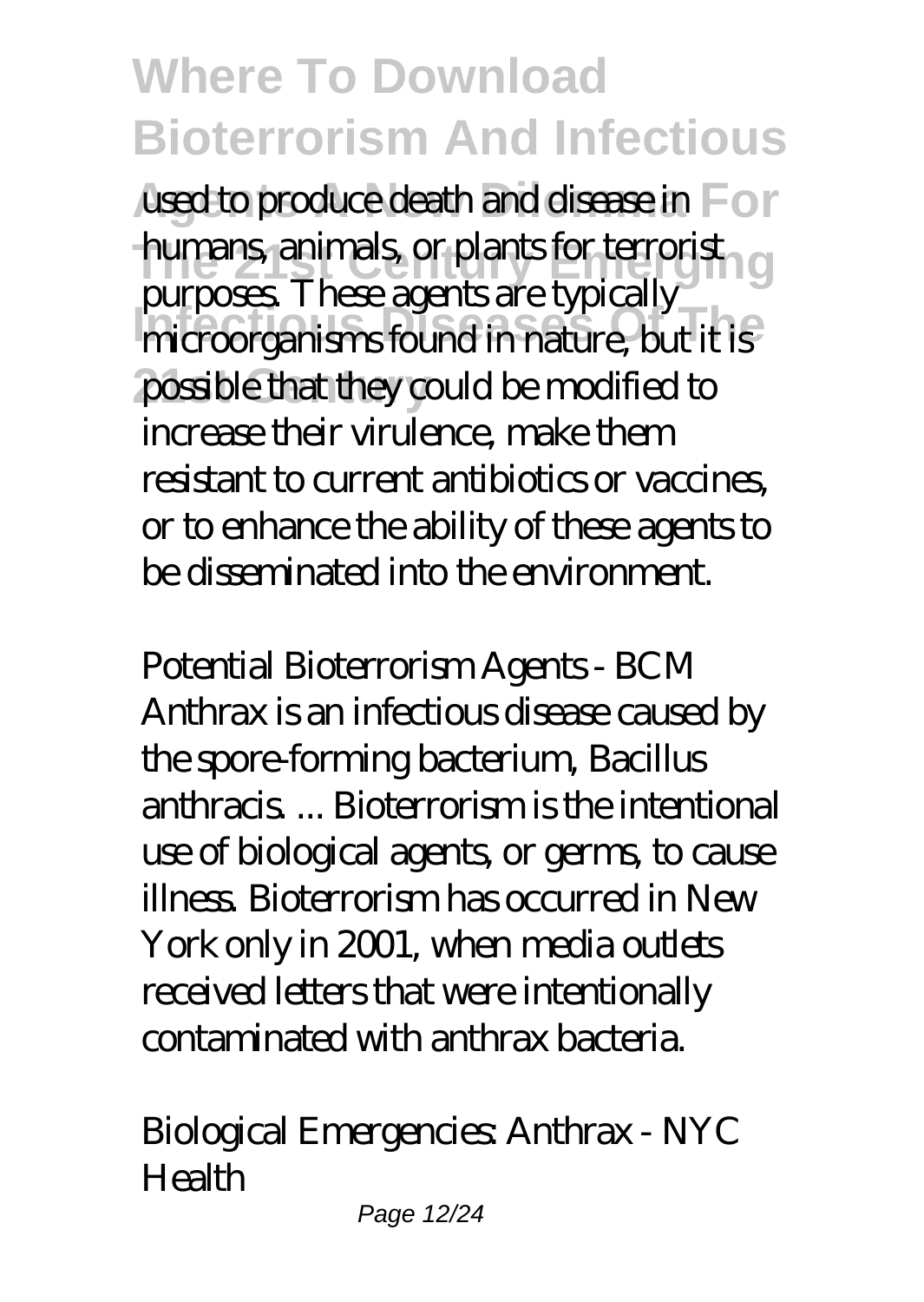used to produce death and disease in humans, animals, or plants for terrorist purposes. These agents are typically microorganisms found in nature, but it is possible that they could be modified to increase their virulence, make them resistant to current antibiotics or vaccines, or to enhance the ability of these agents to be disseminated into the environment.

*Potential Bioterrorism Agents - BCM*

Anthrax is an infectious disease caused by the spore-forming bacterium, Bacillus anthracis. ... Bioterrorism is the intentional use of biological agents, or germs, to cause illness. Bioterrorism has occurred in New York only in 2001, when media outlets received letters that were intentionally contaminated with anthrax bacteria.

*Biological Emergencies: Anthrax - NYC Health*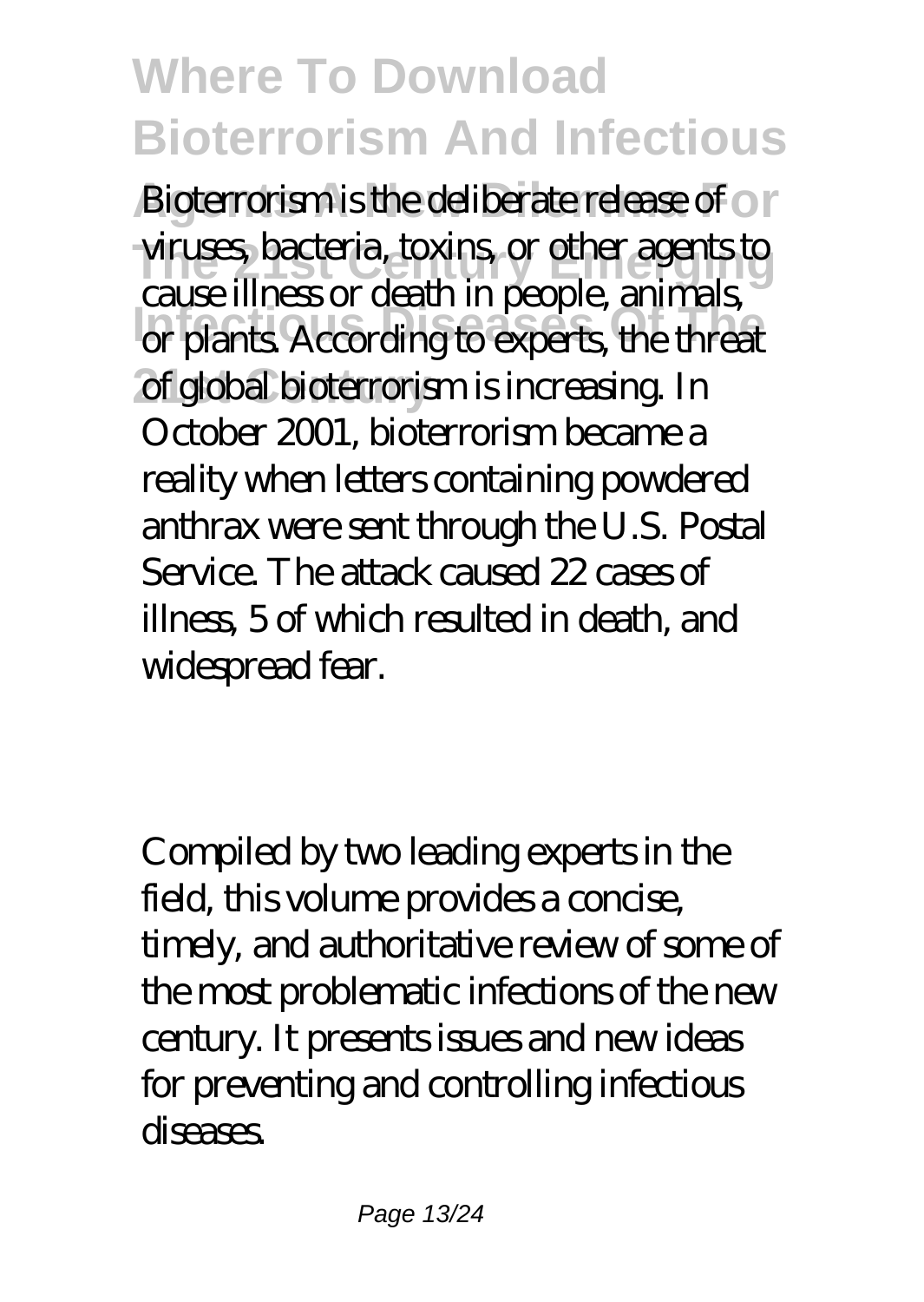Bioterrorism is the deliberate release of viruses, bacteria, toxins, or other agents to cause illness or death in people, animals, or plants. According to experts, the threat of global bioterrorism is increasing. In October 2001, bioterrorism became a reality when letters containing powdered anthrax were sent through the U.S. Postal Service. The attack caused 22 cases of illness, 5 of which resulted in death, and widespread fear.

Compiled by two leading experts in the field, this volume provides a concise, timely, and authoritative review of some of the most problematic infections of the new century. It presents issues and new ideas for preventing and controlling infectious diseases.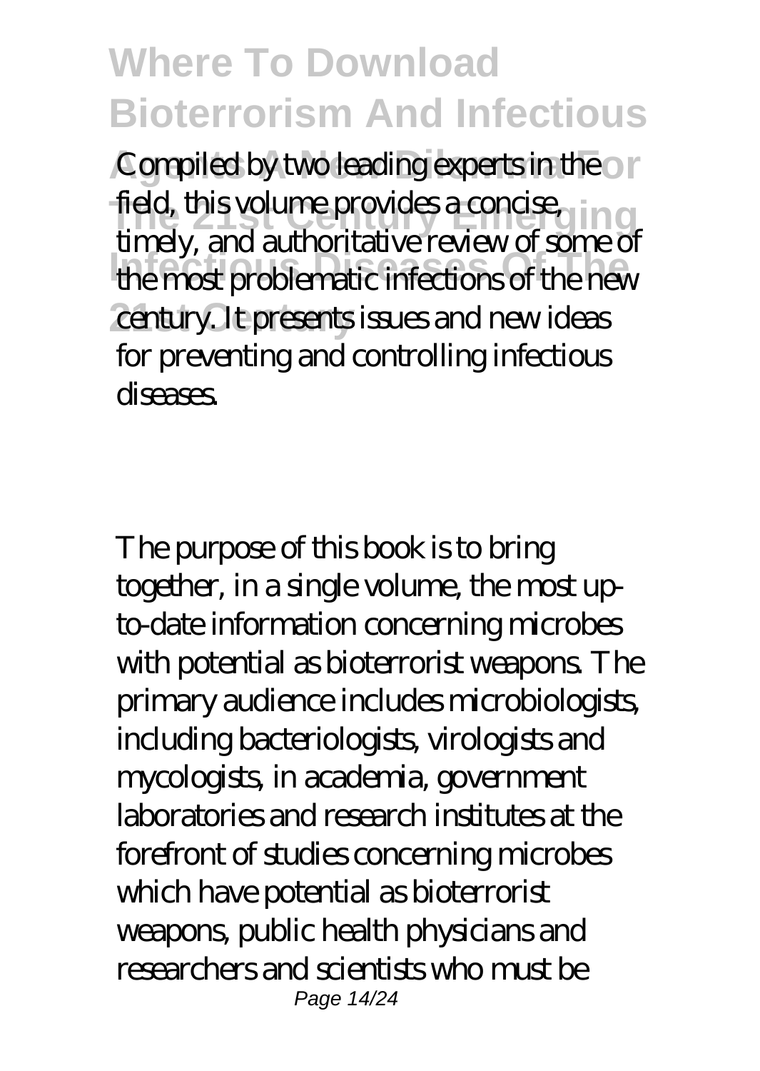Compiled by two leading experts in the field, this volume provides a concise, timely, and authoritative review of some of the most problematic infections of the new century. It presents issues and new ideas for preventing and controlling infectious diseases.

The purpose of this book is to bring together, in a single volume, the most up-to-date information concerning microbes with potential as bioterrorist weapons. The primary audience includes microbiologists, including bacteriologists, virologists and mycologists, in academia, government laboratories and research institutes at the forefront of studies concerning microbes which have potential as bioterrorist weapons, public health physicians and researchers and scientists who must be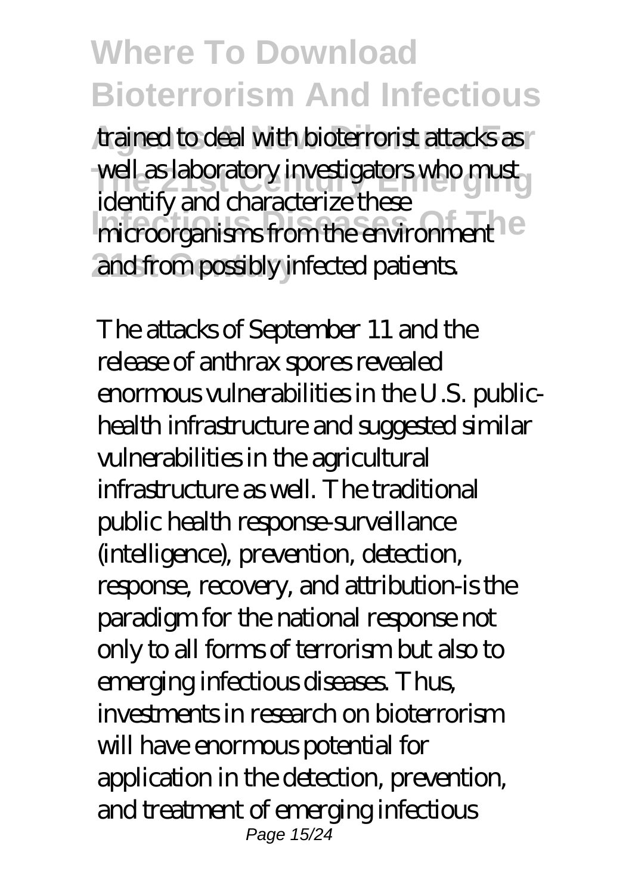trained to deal with bioterrorist attacks as well as laboratory investigators who must identify and characterize these microorganisms from the environment and from possibly infected patients.

The attacks of September 11 and the release of anthrax spores revealed enormous vulnerabilities in the U.S. public-health infrastructure and suggested similar vulnerabilities in the agricultural infrastructure as well. The traditional public health response-surveillance (intelligence), prevention, detection, response, recovery, and attribution-is the paradigm for the national response not only to all forms of terrorism but also to emerging infectious diseases. Thus, investments in research on bioterrorism will have enormous potential for application in the detection, prevention, and treatment of emerging infectious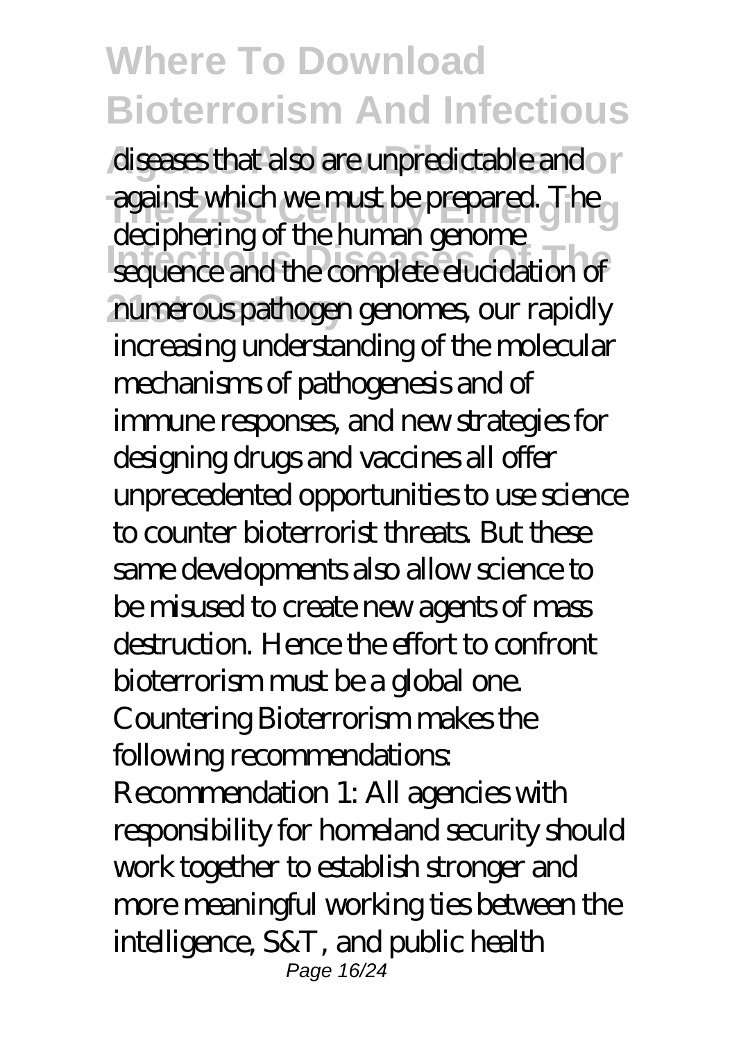diseases that also are unpredictable and against which we must be prepared. The deciphering of the human genome sequence and the complete elucidation of numerous pathogen genomes, our rapidly increasing understanding of the molecular mechanisms of pathogenesis and of immune responses, and new strategies for designing drugs and vaccines all offer unprecedented opportunities to use science to counter bioterrorist threats. But these same developments also allow science to be misused to create new agents of mass destruction. Hence the effort to confront bioterrorism must be a global one. Countering Bioterrorism makes the following recommendations: Recommendation 1: All agencies with responsibility for homeland security should work together to establish stronger and more meaningful working ties between the intelligence, S&T, and public health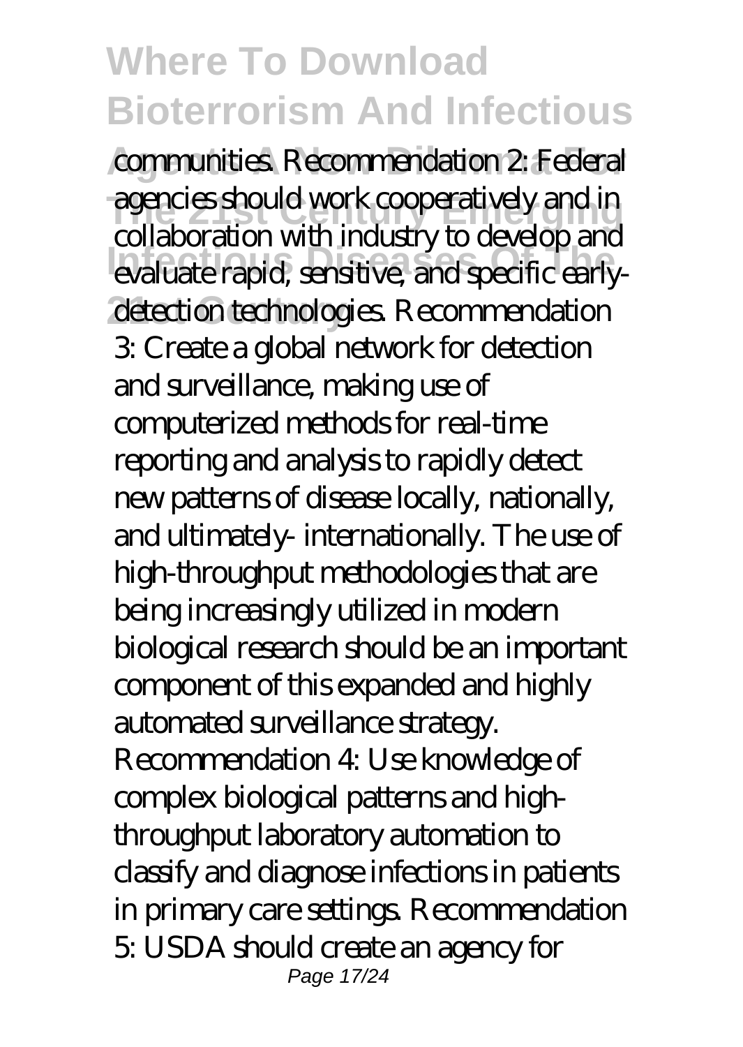communities. Recommendation 2: Federal agencies should work cooperatively and in collaboration with industry to develop and evaluate rapid, sensitive, and specific early-detection technologies. Recommendation 3: Create a global network for detection and surveillance, making use of computerized methods for real-time reporting and analysis to rapidly detect new patterns of disease locally, nationally, and ultimately- internationally. The use of high-throughput methodologies that are being increasingly utilized in modern biological research should be an important component of this expanded and highly automated surveillance strategy. Recommendation 4: Use knowledge of complex biological patterns and high-throughput laboratory automation to classify and diagnose infections in patients in primary care settings. Recommendation 5: USDA should create an agency for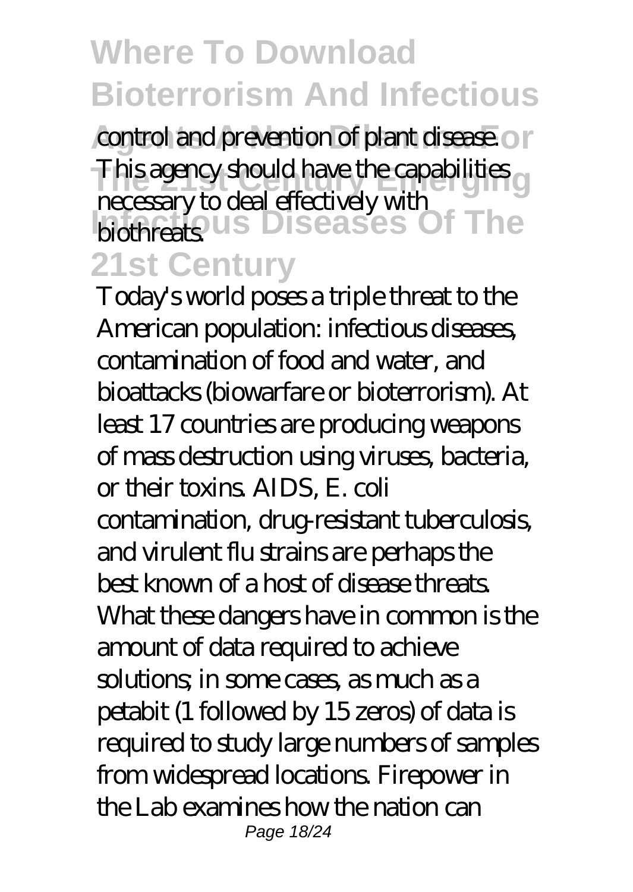control and prevention of plant disease. This agency should have the capabilities necessary to deal effectively with biothreats.

Today's world poses a triple threat to the American population: infectious diseases, contamination of food and water, and bioattacks (biowarfare or bioterrorism). At least 17 countries are producing weapons of mass destruction using viruses, bacteria, or their toxins. AIDS, E. coli contamination, drug-resistant tuberculosis, and virulent flu strains are perhaps the best known of a host of disease threats. What these dangers have in common is the amount of data required to achieve solutions; in some cases, as much as a petabit (1 followed by 15 zeros) of data is required to study large numbers of samples from widespread locations. Firepower in the Lab examines how the nation can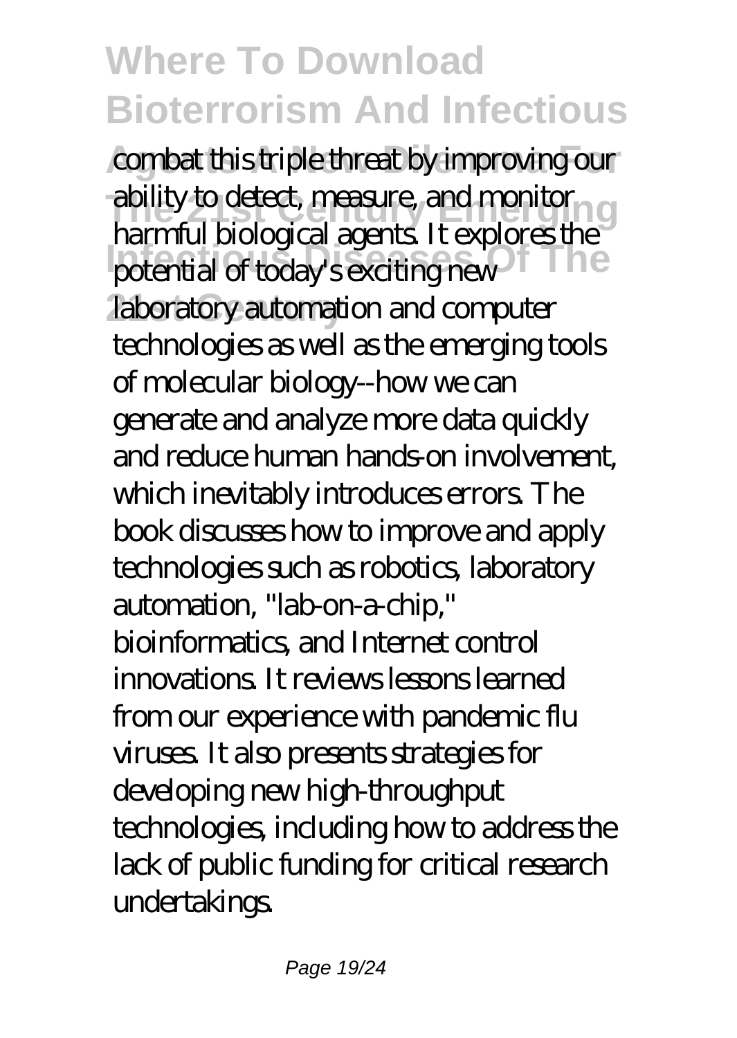combat this triple threat by improving our ability to detect, measure, and monitor harmful biological agents. It explores the potential of today's exciting new laboratory automation and computer technologies as well as the emerging tools of molecular biology--how we can generate and analyze more data quickly and reduce human hands-on involvement, which inevitably introduces errors. The book discusses how to improve and apply technologies such as robotics, laboratory automation, "lab-on-a-chip," bioinformatics, and Internet control innovations. It reviews lessons learned from our experience with pandemic flu viruses. It also presents strategies for developing new high-throughput technologies, including how to address the lack of public funding for critical research undertakings.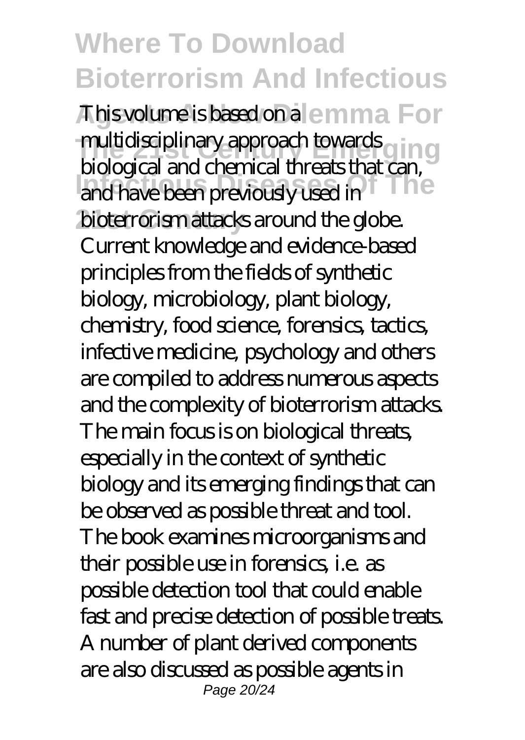This volume is based on a multidisciplinary approach towards biological and chemical threats that can, and have been previously used in bioterrorism attacks around the globe. Current knowledge and evidence-based principles from the fields of synthetic biology, microbiology, plant biology, chemistry, food science, forensics, tactics, infective medicine, psychology and others are compiled to address numerous aspects and the complexity of bioterrorism attacks. The main focus is on biological threats, especially in the context of synthetic biology and its emerging findings that can be observed as possible threat and tool. The book examines microorganisms and their possible use in forensics, i.e. as possible detection tool that could enable fast and precise detection of possible treats. A number of plant derived components are also discussed as possible agents in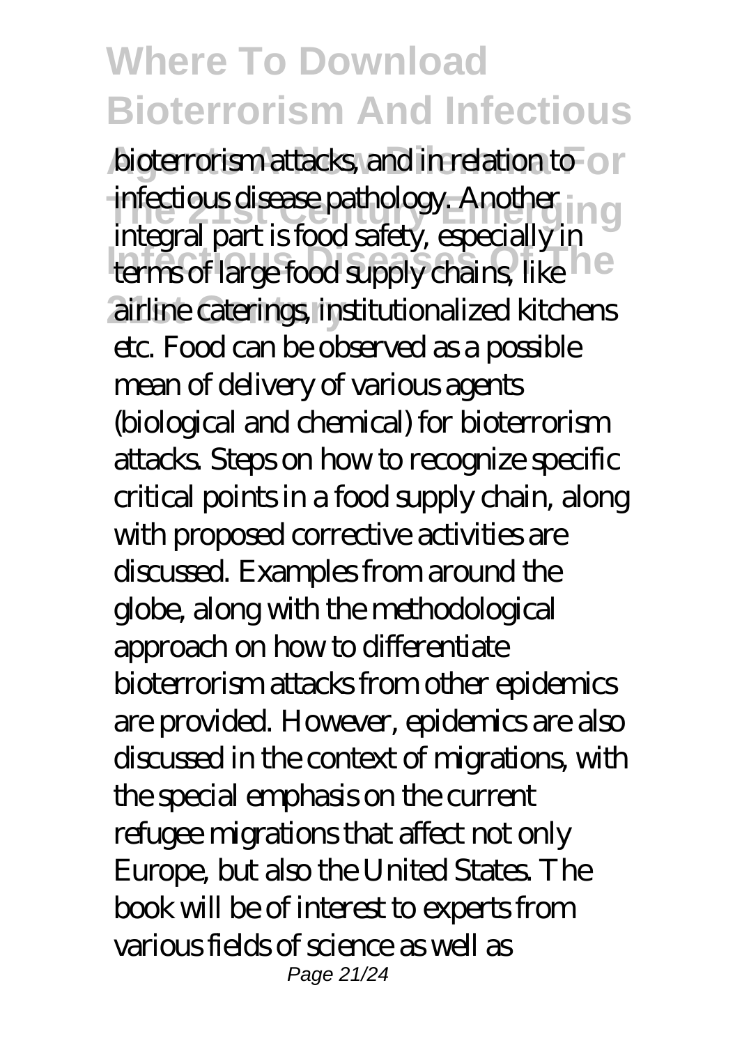bioterrorism attacks, and in relation to infectious disease pathology. Another integral part is food safety, especially in terms of large food supply chains, like airline caterings, institutionalized kitchens etc. Food can be observed as a possible mean of delivery of various agents (biological and chemical) for bioterrorism attacks. Steps on how to recognize specific critical points in a food supply chain, along with proposed corrective activities are discussed. Examples from around the globe, along with the methodological approach on how to differentiate bioterrorism attacks from other epidemics are provided. However, epidemics are also discussed in the context of migrations, with the special emphasis on the current refugee migrations that affect not only Europe, but also the United States. The book will be of interest to experts from various fields of science as well as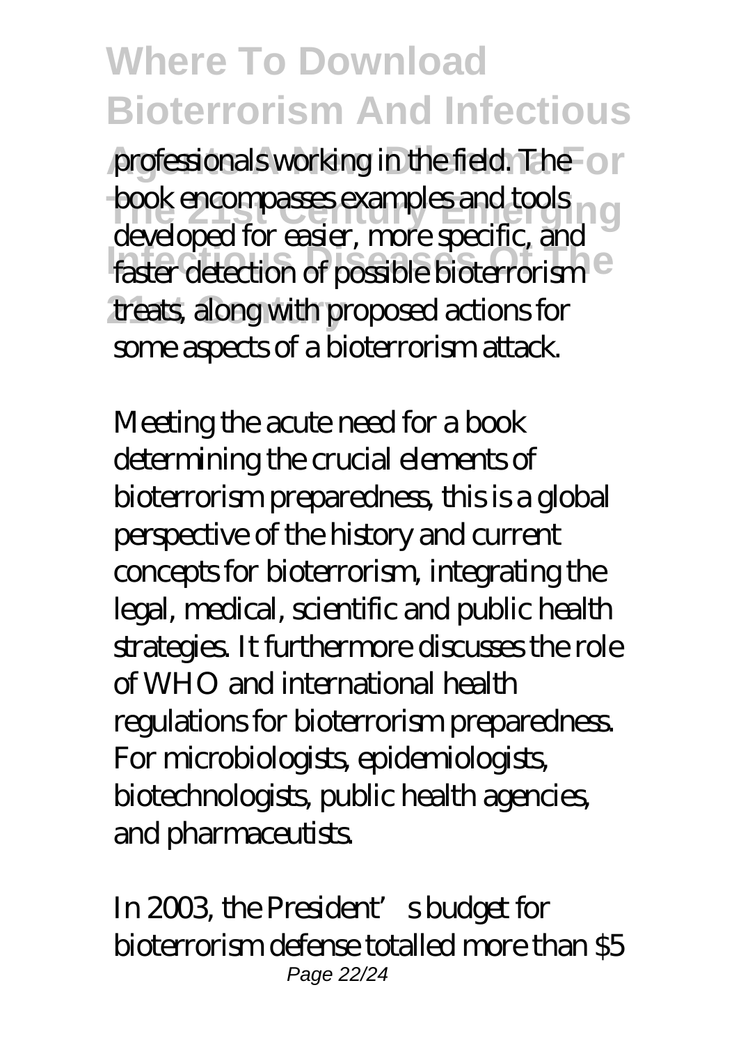professionals working in the field. The book encompasses examples and tools developed for easier, more specific, and faster detection of possible bioterrorism treats, along with proposed actions for some aspects of a bioterrorism attack.

Meeting the acute need for a book determining the crucial elements of bioterrorism preparedness, this is a global perspective of the history and current concepts for bioterrorism, integrating the legal, medical, scientific and public health strategies. It furthermore discusses the role of WHO and international health regulations for bioterrorism preparedness. For microbiologists, epidemiologists, biotechnologists, public health agencies, and pharmaceutists.

In 2003, the President's budget for bioterrorism defense totalled more than $5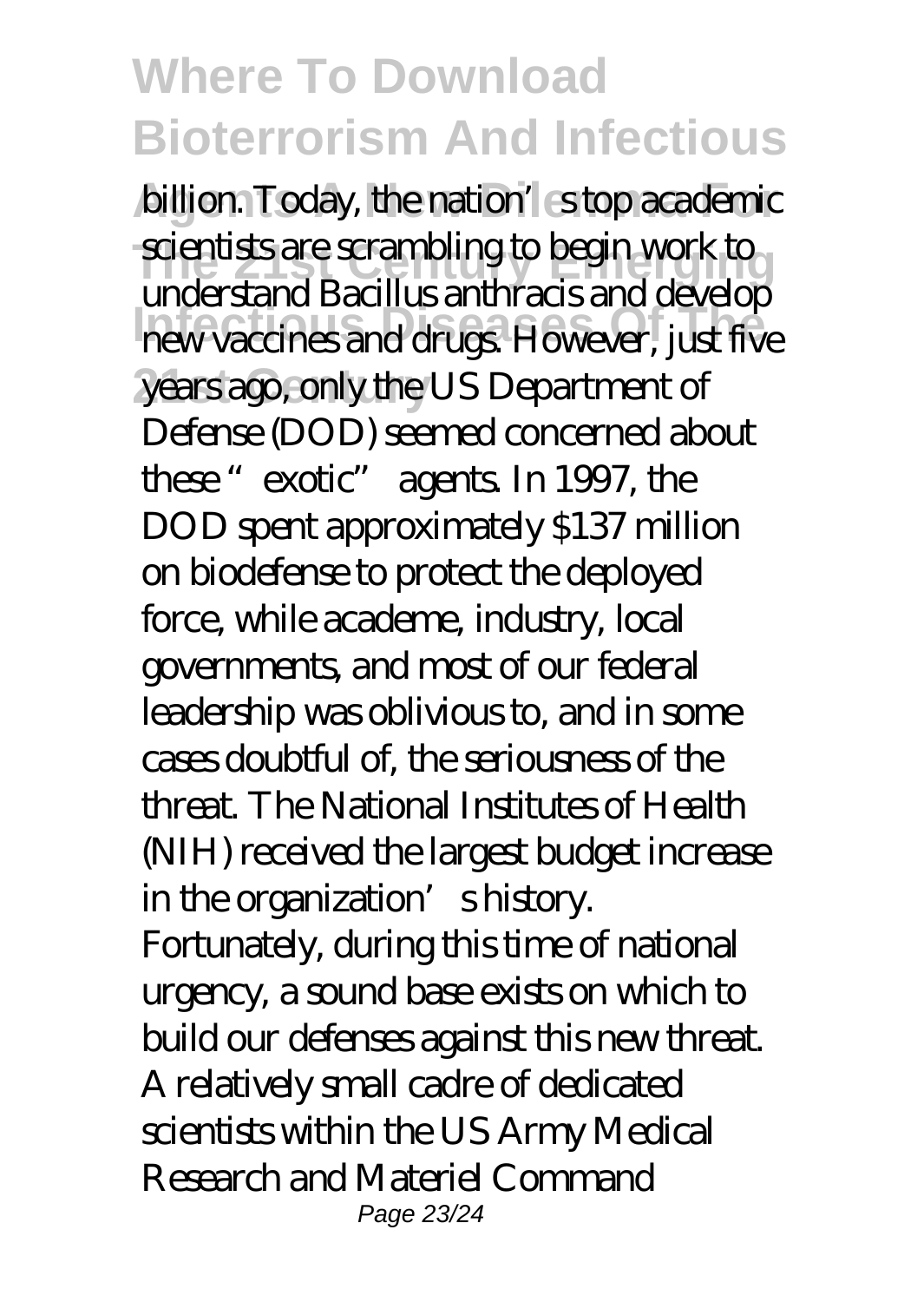billion. Today, the nation's top academic scientists are scrambling to begin work to understand Bacillus anthracis and develop new vaccines and drugs. However, just five years ago, only the US Department of Defense (DOD) seemed concerned about these "exotic" agents. In 1997, the DOD spent approximately $137 million on biodefense to protect the deployed force, while academe, industry, local governments, and most of our federal leadership was oblivious to, and in some cases doubtful of, the seriousness of the threat. The National Institutes of Health (NIH) received the largest budget increase in the organization's history. Fortunately, during this time of national urgency, a sound base exists on which to build our defenses against this new threat. A relatively small cadre of dedicated scientists within the US Army Medical Research and Materiel Command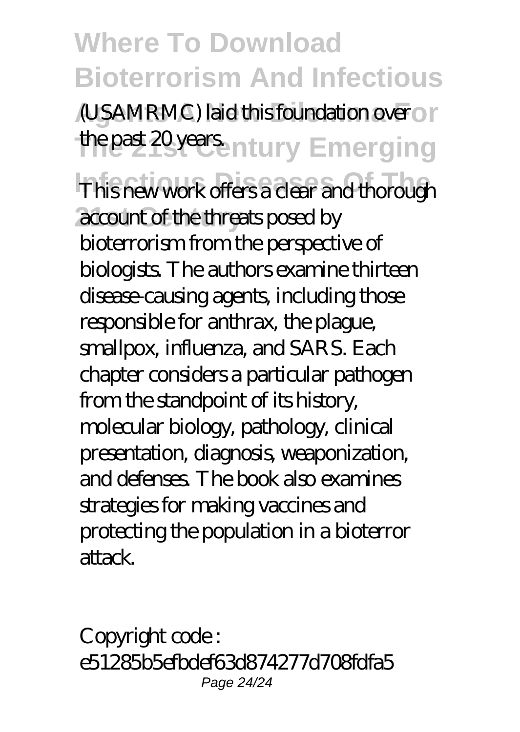(USAMRMC) laid this foundation over the past 20 years.

This new work offers a clear and thorough account of the threats posed by bioterrorism from the perspective of biologists. The authors examine thirteen disease-causing agents, including those responsible for anthrax, the plague, smallpox, influenza, and SARS. Each chapter considers a particular pathogen from the standpoint of its history, molecular biology, pathology, clinical presentation, diagnosis, weaponization, and defenses. The book also examines strategies for making vaccines and protecting the population in a bioterror attack.

Copyright code : e51285b5efbdef63d874277d708fdfa5